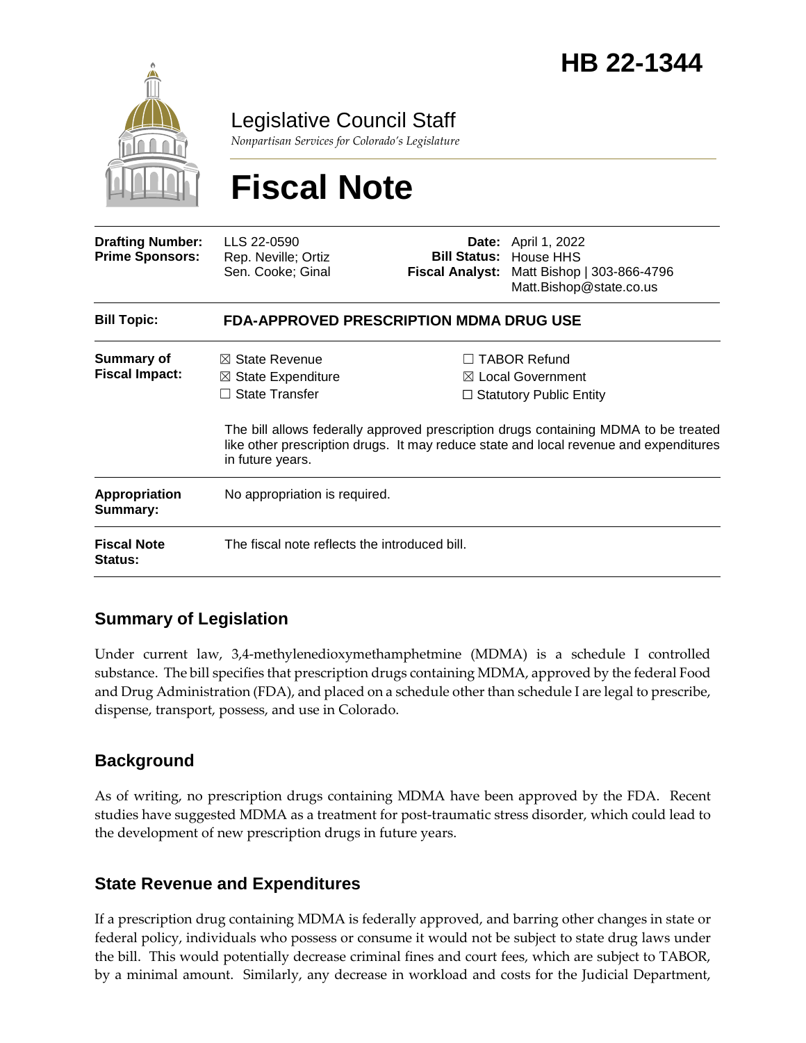# HB 22-1344

Legislative Council Staff

*Nonpartisan Services for Colorado's Legislature*

# Fiscal Note

| | | | |
|---|---|---|---|
| **Drafting Number:** | LLS 22-0590 | **Date:** | April 1, 2022 |
| **Prime Sponsors:** | Rep. Neville; Ortiz<br>Sen. Cooke; Ginal | **Bill Status:** | House HHS |
| | | **Fiscal Analyst:** | Matt Bishop \| 303-866-4796<br>Matt.Bishop@state.co.us |

| | |
|---|---|
| **Bill Topic:** | **FDA-APPROVED PRESCRIPTION MDMA DRUG USE** |
| **Summary of Fiscal Impact:** | ☒ State Revenue<br>☒ State Expenditure<br>☐ State Transfer<br>☐ TABOR Refund<br>☒ Local Government<br>☐ Statutory Public Entity<br><br>The bill allows federally approved prescription drugs containing MDMA to be treated like other prescription drugs. It may reduce state and local revenue and expenditures in future years. |
| **Appropriation Summary:** | No appropriation is required. |
| **Fiscal Note Status:** | The fiscal note reflects the introduced bill. |

## Summary of Legislation

Under current law, 3,4-methylenedioxymethamphetmine (MDMA) is a schedule I controlled substance. The bill specifies that prescription drugs containing MDMA, approved by the federal Food and Drug Administration (FDA), and placed on a schedule other than schedule I are legal to prescribe, dispense, transport, possess, and use in Colorado.

## Background

As of writing, no prescription drugs containing MDMA have been approved by the FDA. Recent studies have suggested MDMA as a treatment for post-traumatic stress disorder, which could lead to the development of new prescription drugs in future years.

## State Revenue and Expenditures

If a prescription drug containing MDMA is federally approved, and barring other changes in state or federal policy, individuals who possess or consume it would not be subject to state drug laws under the bill. This would potentially decrease criminal fines and court fees, which are subject to TABOR, by a minimal amount. Similarly, any decrease in workload and costs for the Judicial Department,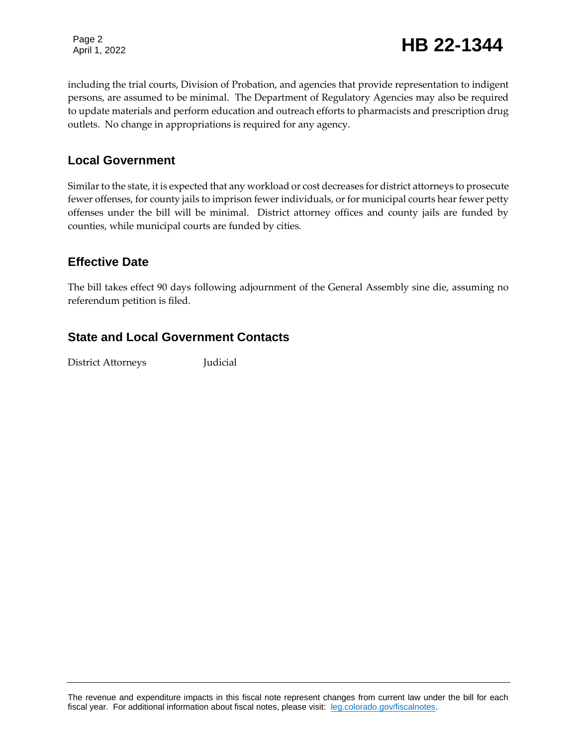including the trial courts, Division of Probation, and agencies that provide representation to indigent persons, are assumed to be minimal. The Department of Regulatory Agencies may also be required to update materials and perform education and outreach efforts to pharmacists and prescription drug outlets. No change in appropriations is required for any agency.

## Local Government

Similar to the state, it is expected that any workload or cost decreases for district attorneys to prosecute fewer offenses, for county jails to imprison fewer individuals, or for municipal courts hear fewer petty offenses under the bill will be minimal. District attorney offices and county jails are funded by counties, while municipal courts are funded by cities.

## Effective Date

The bill takes effect 90 days following adjournment of the General Assembly sine die, assuming no referendum petition is filed.

## State and Local Government Contacts

District Attorneys Judicial

The revenue and expenditure impacts in this fiscal note represent changes from current law under the bill for each fiscal year. For additional information about fiscal notes, please visit: leg.colorado.gov/fiscalnotes.